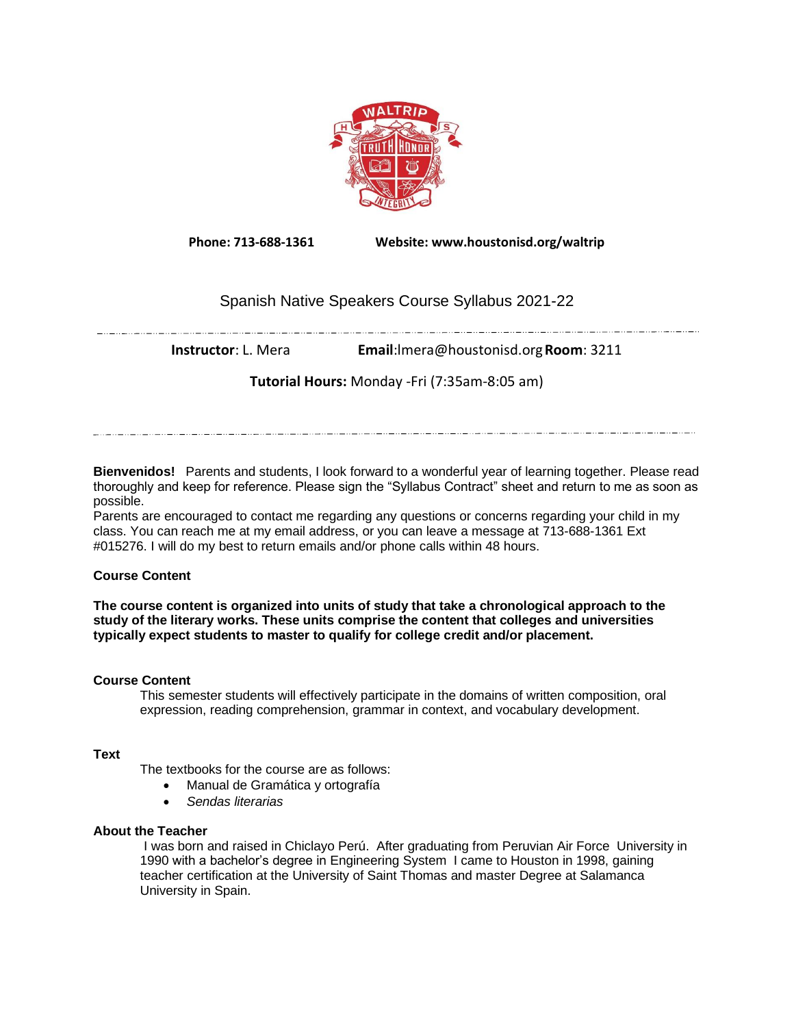**Phone: 713-688-1361** **Website: www.houstonisd.org/waltrip**

# Spanish Native Speakers Course Syllabus 2021-22

**Instructor**: L. Mera **Email**:lmera@houstonisd.org **Room**: 3211

**Tutorial Hours:** Monday -Fri (7:35am-8:05 am)

**Bienvenidos!** Parents and students, I look forward to a wonderful year of learning together. Please read thoroughly and keep for reference. Please sign the "Syllabus Contract" sheet and return to me as soon as possible.
Parents are encouraged to contact me regarding any questions or concerns regarding your child in my class. You can reach me at my email address, or you can leave a message at 713-688-1361 Ext #015276. I will do my best to return emails and/or phone calls within 48 hours.

### Course Content

**The course content is organized into units of study that take a chronological approach to the study of the literary works. These units comprise the content that colleges and universities typically expect students to master to qualify for college credit and/or placement.**

### Course Content

This semester students will effectively participate in the domains of written composition, oral expression, reading comprehension, grammar in context, and vocabulary development.

### Text

The textbooks for the course are as follows:

- Manual de Gramática y ortografía
- *Sendas literarias*

### About the Teacher

I was born and raised in Chiclayo Perú. After graduating from Peruvian Air Force University in 1990 with a bachelor's degree in Engineering System I came to Houston in 1998, gaining teacher certification at the University of Saint Thomas and master Degree at Salamanca University in Spain.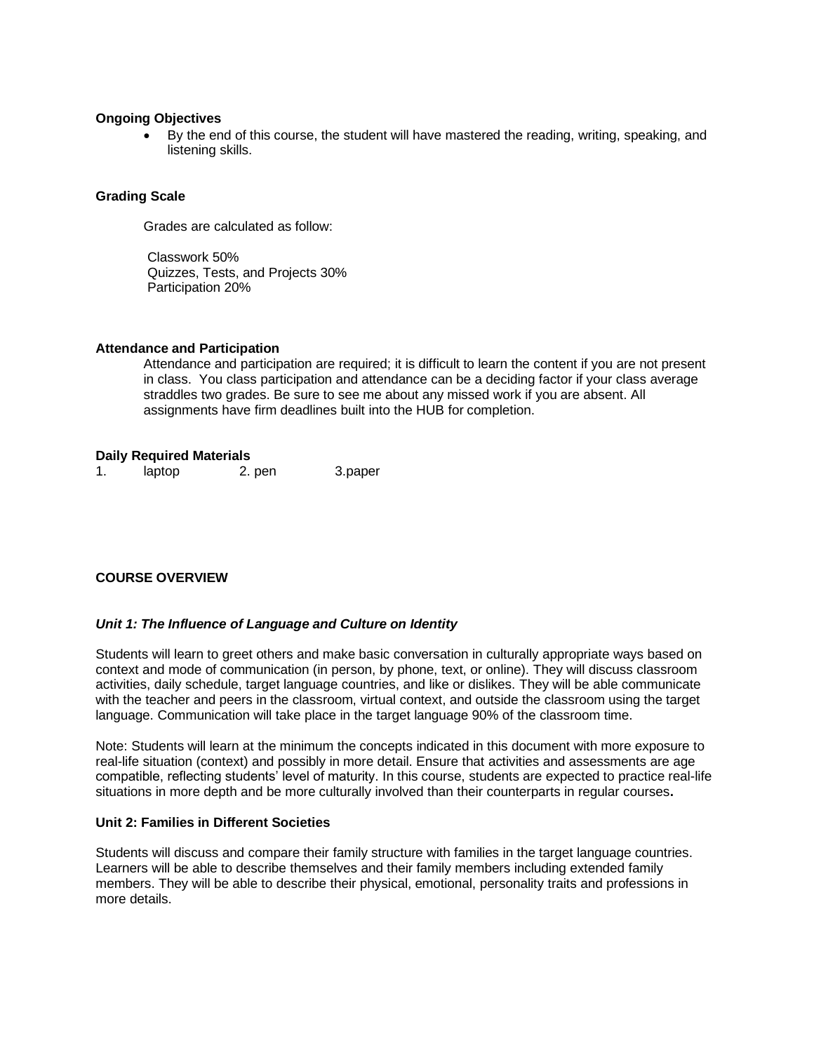**Ongoing Objectives**

- By the end of this course, the student will have mastered the reading, writing, speaking, and listening skills.

**Grading Scale**

Grades are calculated as follow:

Classwork 50%
Quizzes, Tests, and Projects 30%
Participation 20%

**Attendance and Participation**

Attendance and participation are required; it is difficult to learn the content if you are not present in class. You class participation and attendance can be a deciding factor if your class average straddles two grades. Be sure to see me about any missed work if you are absent. All assignments have firm deadlines built into the HUB for completion.

**Daily Required Materials**

1. laptop 2. pen 3.paper

**COURSE OVERVIEW**

***Unit 1: The Influence of Language and Culture on Identity***

Students will learn to greet others and make basic conversation in culturally appropriate ways based on context and mode of communication (in person, by phone, text, or online). They will discuss classroom activities, daily schedule, target language countries, and like or dislikes. They will be able communicate with the teacher and peers in the classroom, virtual context, and outside the classroom using the target language. Communication will take place in the target language 90% of the classroom time.

Note: Students will learn at the minimum the concepts indicated in this document with more exposure to real-life situation (context) and possibly in more detail. Ensure that activities and assessments are age compatible, reflecting students' level of maturity. In this course, students are expected to practice real-life situations in more depth and be more culturally involved than their counterparts in regular courses**.**

**Unit 2: Families in Different Societies**

Students will discuss and compare their family structure with families in the target language countries. Learners will be able to describe themselves and their family members including extended family members. They will be able to describe their physical, emotional, personality traits and professions in more details.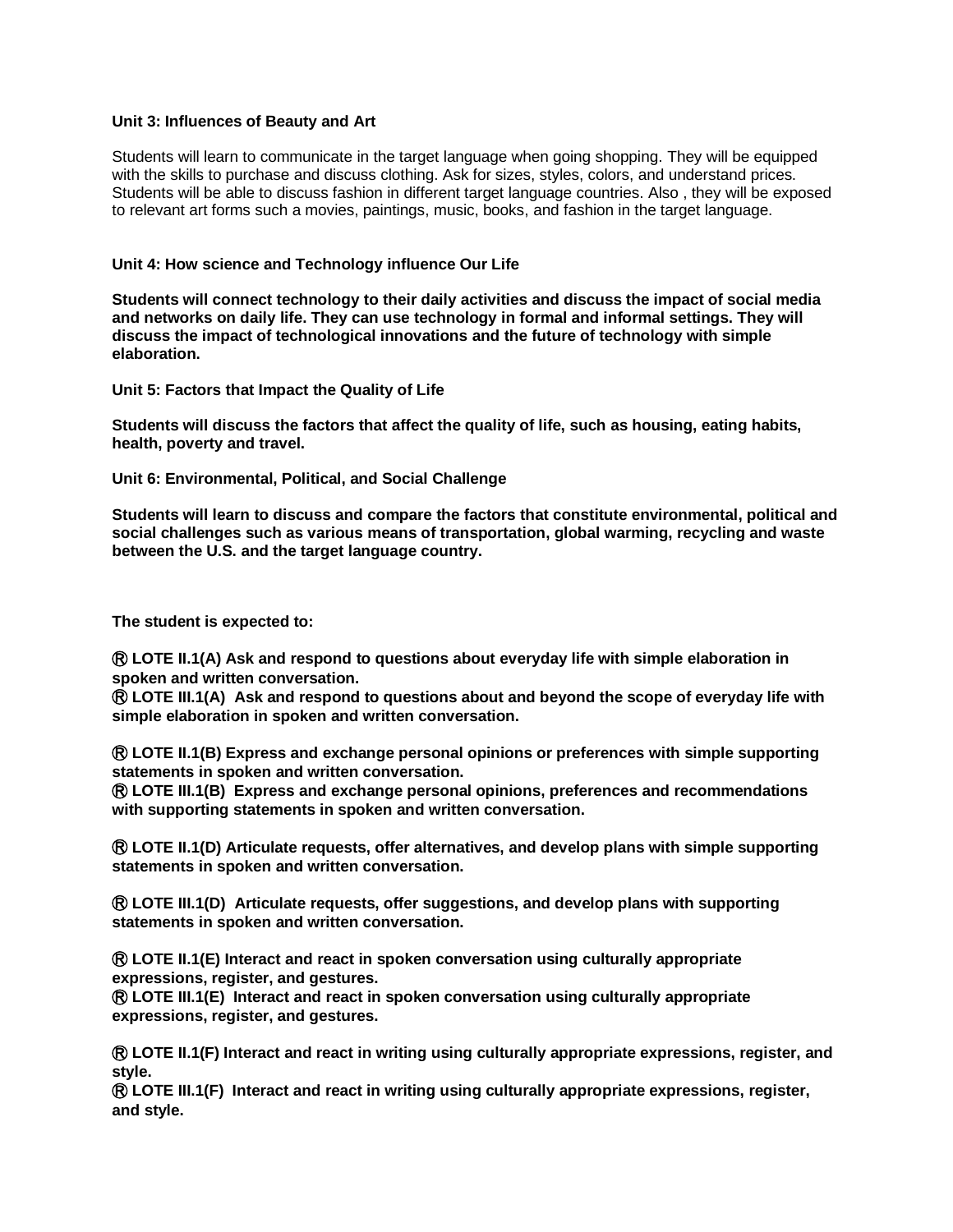**Unit 3: Influences of Beauty and Art**

Students will learn to communicate in the target language when going shopping. They will be equipped with the skills to purchase and discuss clothing. Ask for sizes, styles, colors, and understand prices. Students will be able to discuss fashion in different target language countries. Also , they will be exposed to relevant art forms such a movies, paintings, music, books, and fashion in the target language.

**Unit 4: How science and Technology influence Our Life**

**Students will connect technology to their daily activities and discuss the impact of social media and networks on daily life. They can use technology in formal and informal settings. They will discuss the impact of technological innovations and the future of technology with simple elaboration.**

**Unit 5: Factors that Impact the Quality of Life**

**Students will discuss the factors that affect the quality of life, such as housing, eating habits, health, poverty and travel.**

**Unit 6: Environmental, Political, and Social Challenge**

**Students will learn to discuss and compare the factors that constitute environmental, political and social challenges such as various means of transportation, global warming, recycling and waste between the U.S. and the target language country.**

**The student is expected to:**

**Ⓡ LOTE II.1(A) Ask and respond to questions about everyday life with simple elaboration in spoken and written conversation.**
**Ⓡ LOTE III.1(A) Ask and respond to questions about and beyond the scope of everyday life with simple elaboration in spoken and written conversation.**

**Ⓡ LOTE II.1(B) Express and exchange personal opinions or preferences with simple supporting statements in spoken and written conversation.**
**Ⓡ LOTE III.1(B) Express and exchange personal opinions, preferences and recommendations with supporting statements in spoken and written conversation.**

**Ⓡ LOTE II.1(D) Articulate requests, offer alternatives, and develop plans with simple supporting statements in spoken and written conversation.**

**Ⓡ LOTE III.1(D) Articulate requests, offer suggestions, and develop plans with supporting statements in spoken and written conversation.**

**Ⓡ LOTE II.1(E) Interact and react in spoken conversation using culturally appropriate expressions, register, and gestures.**
**Ⓡ LOTE III.1(E) Interact and react in spoken conversation using culturally appropriate expressions, register, and gestures.**

**Ⓡ LOTE II.1(F) Interact and react in writing using culturally appropriate expressions, register, and style.**
**Ⓡ LOTE III.1(F) Interact and react in writing using culturally appropriate expressions, register, and style.**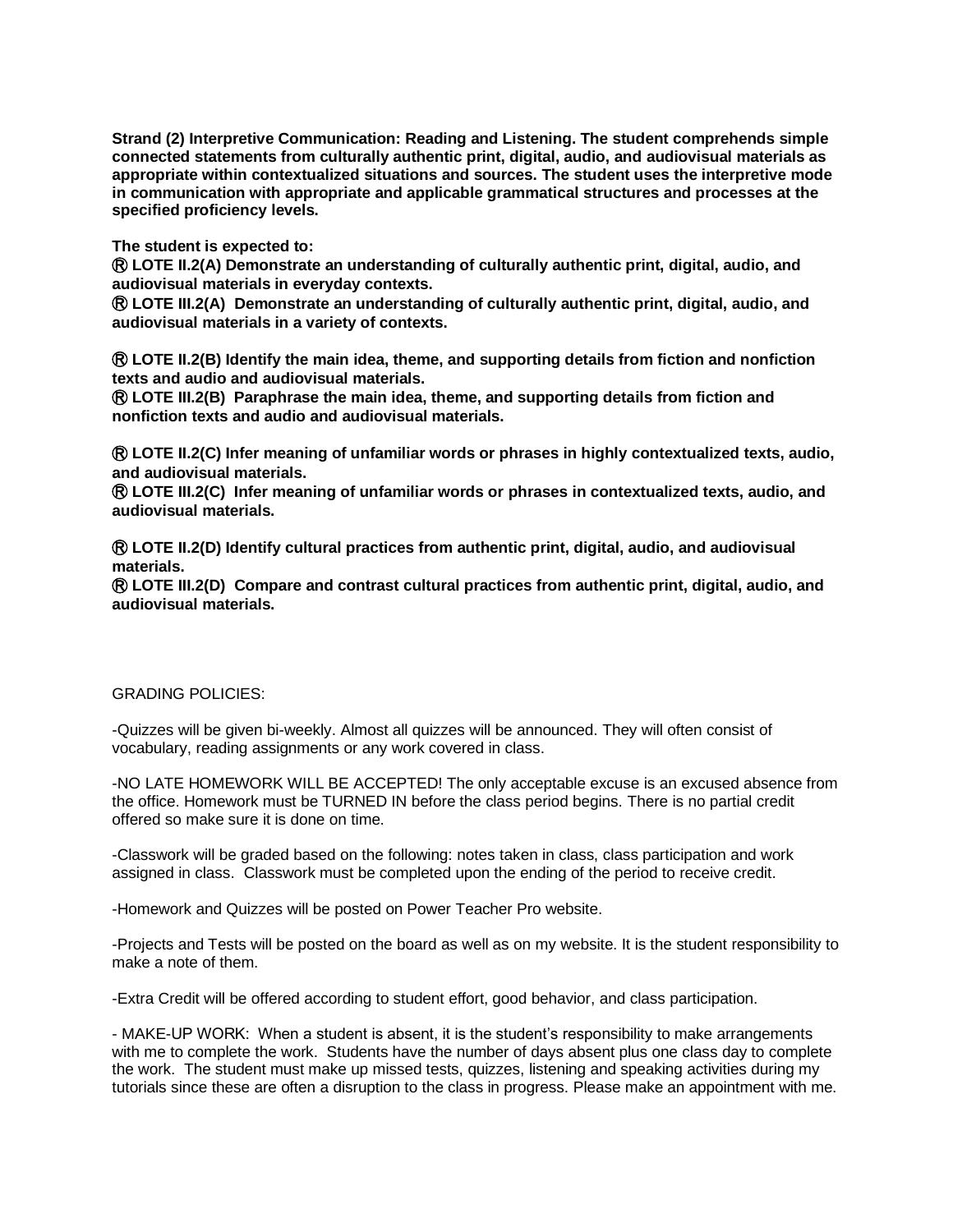**Strand (2) Interpretive Communication: Reading and Listening. The student comprehends simple connected statements from culturally authentic print, digital, audio, and audiovisual materials as appropriate within contextualized situations and sources. The student uses the interpretive mode in communication with appropriate and applicable grammatical structures and processes at the specified proficiency levels.**

**The student is expected to:**

**Ⓡ LOTE II.2(A) Demonstrate an understanding of culturally authentic print, digital, audio, and audiovisual materials in everyday contexts.**
**Ⓡ LOTE III.2(A) Demonstrate an understanding of culturally authentic print, digital, audio, and audiovisual materials in a variety of contexts.**

**Ⓡ LOTE II.2(B) Identify the main idea, theme, and supporting details from fiction and nonfiction texts and audio and audiovisual materials.**
**Ⓡ LOTE III.2(B) Paraphrase the main idea, theme, and supporting details from fiction and nonfiction texts and audio and audiovisual materials.**

**Ⓡ LOTE II.2(C) Infer meaning of unfamiliar words or phrases in highly contextualized texts, audio, and audiovisual materials.**
**Ⓡ LOTE III.2(C) Infer meaning of unfamiliar words or phrases in contextualized texts, audio, and audiovisual materials.**

**Ⓡ LOTE II.2(D) Identify cultural practices from authentic print, digital, audio, and audiovisual materials.**
**Ⓡ LOTE III.2(D) Compare and contrast cultural practices from authentic print, digital, audio, and audiovisual materials.**

GRADING POLICIES:

-Quizzes will be given bi-weekly. Almost all quizzes will be announced. They will often consist of vocabulary, reading assignments or any work covered in class.

-NO LATE HOMEWORK WILL BE ACCEPTED! The only acceptable excuse is an excused absence from the office. Homework must be TURNED IN before the class period begins. There is no partial credit offered so make sure it is done on time.

-Classwork will be graded based on the following: notes taken in class, class participation and work assigned in class. Classwork must be completed upon the ending of the period to receive credit.

-Homework and Quizzes will be posted on Power Teacher Pro website.

-Projects and Tests will be posted on the board as well as on my website. It is the student responsibility to make a note of them.

-Extra Credit will be offered according to student effort, good behavior, and class participation.

- MAKE-UP WORK: When a student is absent, it is the student's responsibility to make arrangements with me to complete the work. Students have the number of days absent plus one class day to complete the work. The student must make up missed tests, quizzes, listening and speaking activities during my tutorials since these are often a disruption to the class in progress. Please make an appointment with me.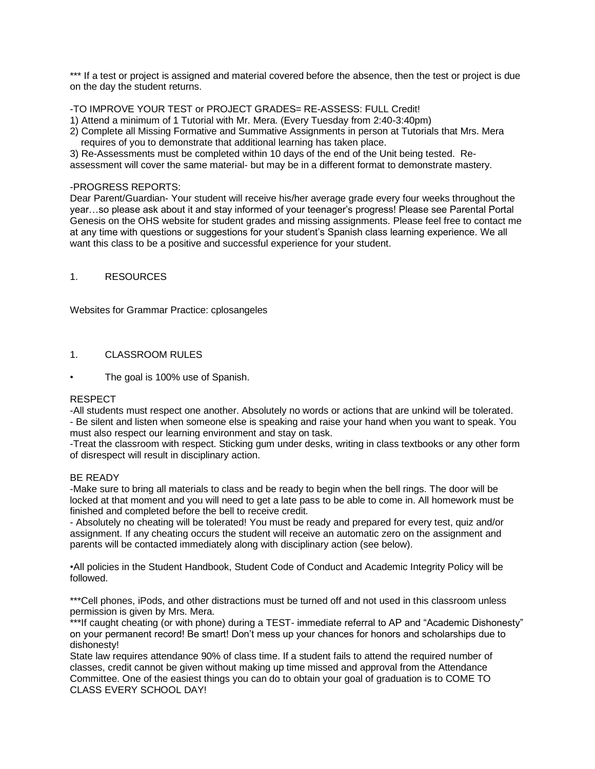*** If a test or project is assigned and material covered before the absence, then the test or project is due on the day the student returns.

-TO IMPROVE YOUR TEST or PROJECT GRADES= RE-ASSESS: FULL Credit!

1) Attend a minimum of 1 Tutorial with Mr. Mera. (Every Tuesday from 2:40-3:40pm)
2) Complete all Missing Formative and Summative Assignments in person at Tutorials that Mrs. Mera requires of you to demonstrate that additional learning has taken place.
3) Re-Assessments must be completed within 10 days of the end of the Unit being tested. Re-assessment will cover the same material- but may be in a different format to demonstrate mastery.

-PROGRESS REPORTS:

Dear Parent/Guardian- Your student will receive his/her average grade every four weeks throughout the year…so please ask about it and stay informed of your teenager's progress! Please see Parental Portal Genesis on the OHS website for student grades and missing assignments. Please feel free to contact me at any time with questions or suggestions for your student's Spanish class learning experience. We all want this class to be a positive and successful experience for your student.

1. RESOURCES

Websites for Grammar Practice: cplosangeles

1. CLASSROOM RULES

- The goal is 100% use of Spanish.

RESPECT

-All students must respect one another. Absolutely no words or actions that are unkind will be tolerated.
- Be silent and listen when someone else is speaking and raise your hand when you want to speak. You must also respect our learning environment and stay on task.
-Treat the classroom with respect. Sticking gum under desks, writing in class textbooks or any other form of disrespect will result in disciplinary action.

BE READY

-Make sure to bring all materials to class and be ready to begin when the bell rings. The door will be locked at that moment and you will need to get a late pass to be able to come in. All homework must be finished and completed before the bell to receive credit.
- Absolutely no cheating will be tolerated! You must be ready and prepared for every test, quiz and/or assignment. If any cheating occurs the student will receive an automatic zero on the assignment and parents will be contacted immediately along with disciplinary action (see below).

•All policies in the Student Handbook, Student Code of Conduct and Academic Integrity Policy will be followed.

***Cell phones, iPods, and other distractions must be turned off and not used in this classroom unless permission is given by Mrs. Mera.

***If caught cheating (or with phone) during a TEST- immediate referral to AP and "Academic Dishonesty" on your permanent record! Be smart! Don't mess up your chances for honors and scholarships due to dishonesty!

State law requires attendance 90% of class time. If a student fails to attend the required number of classes, credit cannot be given without making up time missed and approval from the Attendance Committee. One of the easiest things you can do to obtain your goal of graduation is to COME TO CLASS EVERY SCHOOL DAY!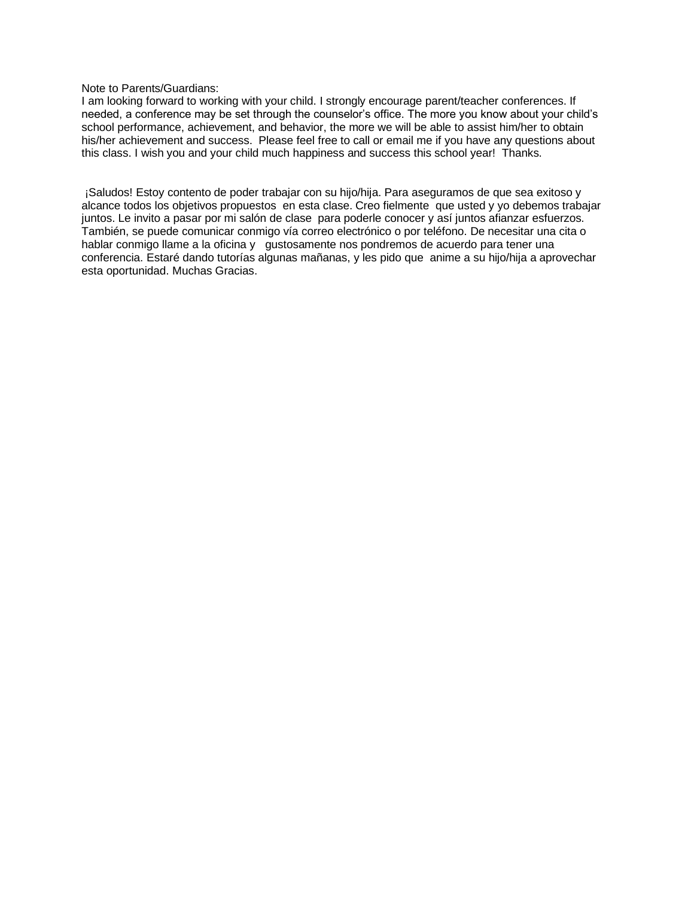Note to Parents/Guardians:
I am looking forward to working with your child. I strongly encourage parent/teacher conferences. If needed, a conference may be set through the counselor's office. The more you know about your child's school performance, achievement, and behavior, the more we will be able to assist him/her to obtain his/her achievement and success. Please feel free to call or email me if you have any questions about this class. I wish you and your child much happiness and success this school year! Thanks.

¡Saludos! Estoy contento de poder trabajar con su hijo/hija. Para aseguramos de que sea exitoso y alcance todos los objetivos propuestos en esta clase. Creo fielmente que usted y yo debemos trabajar juntos. Le invito a pasar por mi salón de clase para poderle conocer y así juntos afianzar esfuerzos. También, se puede comunicar conmigo vía correo electrónico o por teléfono. De necesitar una cita o hablar conmigo llame a la oficina y gustosamente nos pondremos de acuerdo para tener una conferencia. Estaré dando tutorías algunas mañanas, y les pido que anime a su hijo/hija a aprovechar esta oportunidad. Muchas Gracias.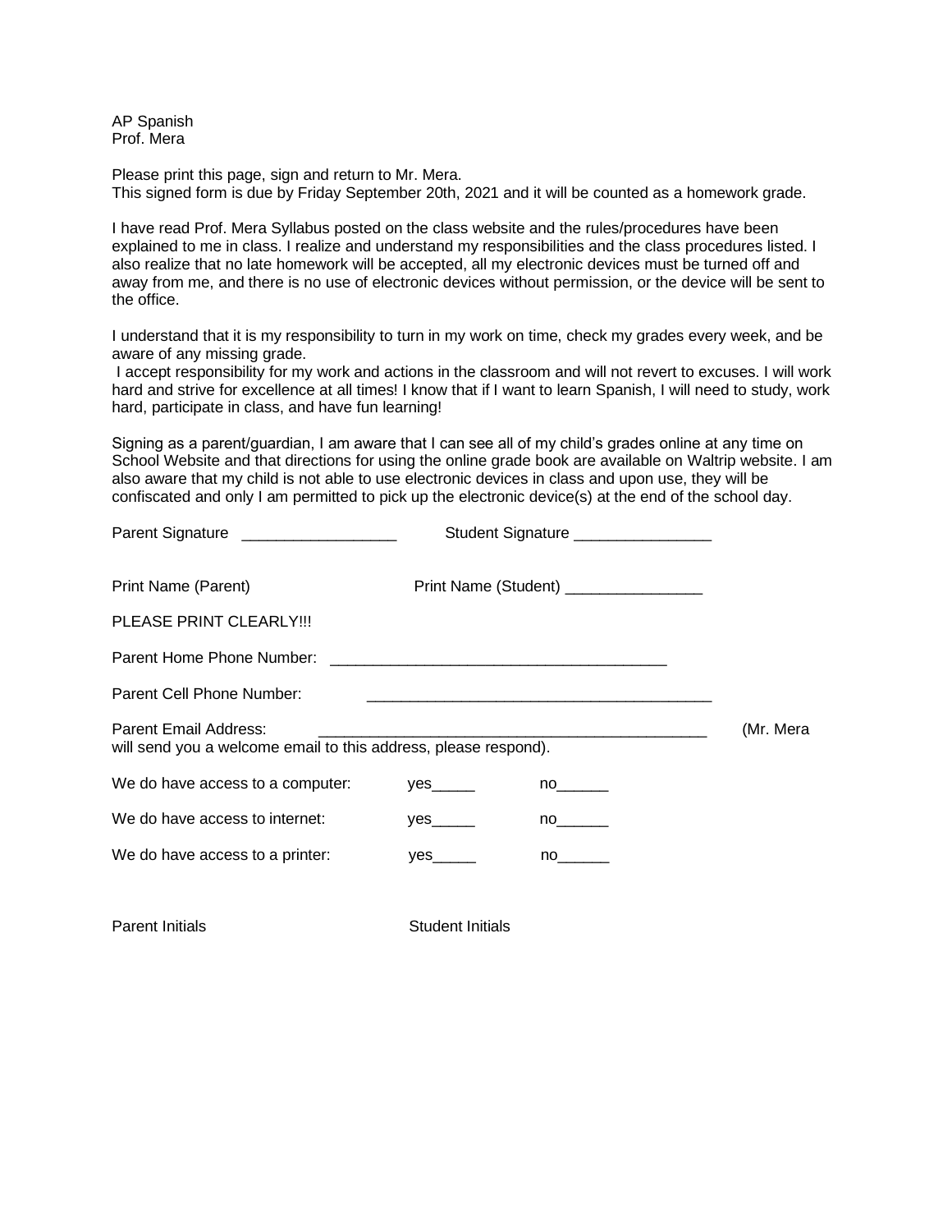AP Spanish
Prof. Mera

Please print this page, sign and return to Mr. Mera.
This signed form is due by Friday September 20th, 2021 and it will be counted as a homework grade.

I have read Prof. Mera Syllabus posted on the class website and the rules/procedures have been explained to me in class. I realize and understand my responsibilities and the class procedures listed. I also realize that no late homework will be accepted, all my electronic devices must be turned off and away from me, and there is no use of electronic devices without permission, or the device will be sent to the office.

I understand that it is my responsibility to turn in my work on time, check my grades every week, and be aware of any missing grade.
I accept responsibility for my work and actions in the classroom and will not revert to excuses. I will work hard and strive for excellence at all times! I know that if I want to learn Spanish, I will need to study, work hard, participate in class, and have fun learning!

Signing as a parent/guardian, I am aware that I can see all of my child's grades online at any time on School Website and that directions for using the online grade book are available on Waltrip website. I am also aware that my child is not able to use electronic devices in class and upon use, they will be confiscated and only I am permitted to pick up the electronic device(s) at the end of the school day.

Parent Signature __________________ Student Signature ________________

Print Name (Parent) Print Name (Student) ________________

PLEASE PRINT CLEARLY!!!

Parent Home Phone Number: ________________________________________

Parent Cell Phone Number: ________________________________________

Parent Email Address: ________________________________________________ (Mr. Mera will send you a welcome email to this address, please respond).

We do have access to a computer: yes_____ no______

We do have access to internet: yes_____ no______

We do have access to a printer: yes_____ no______

Parent Initials Student Initials